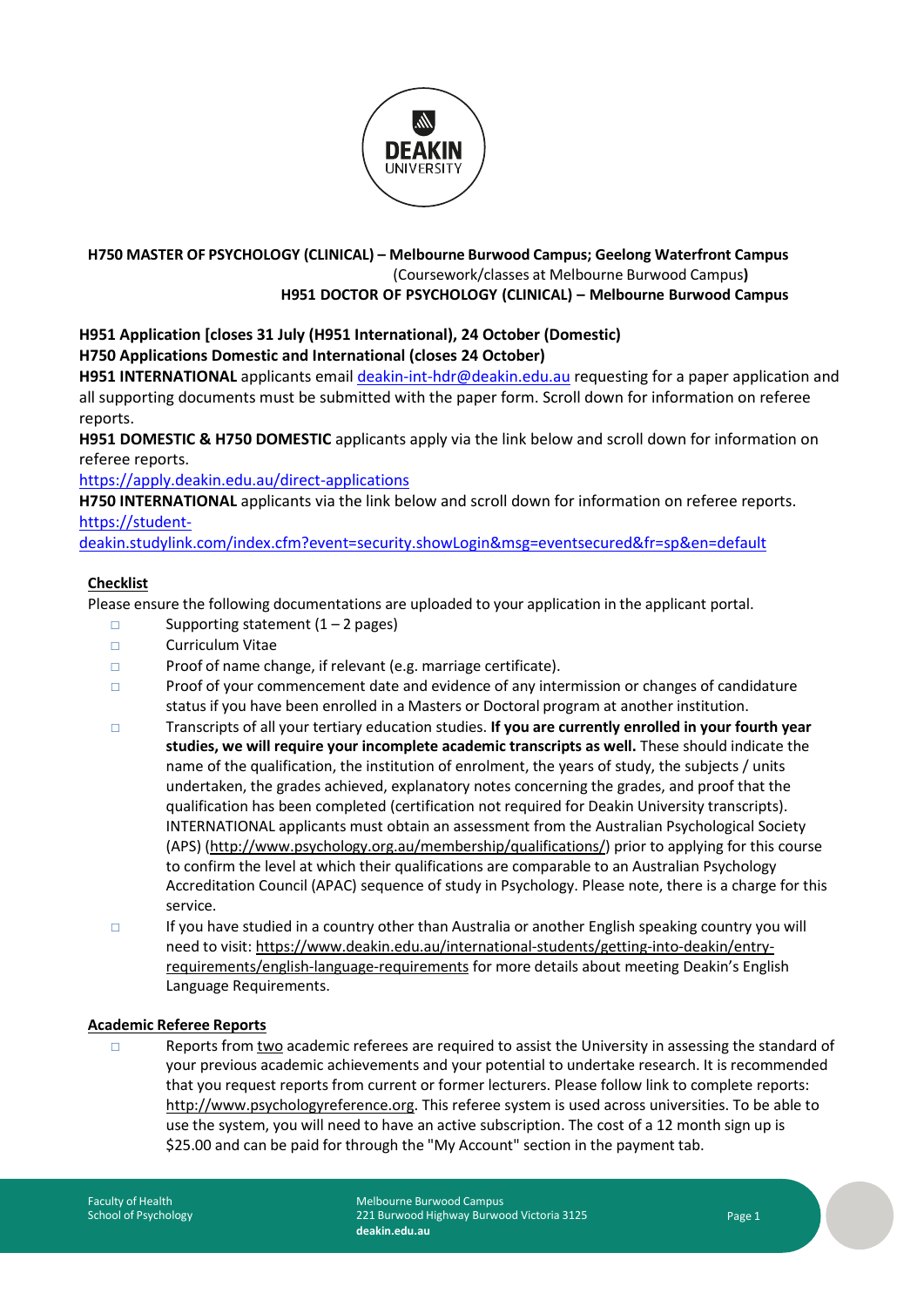**H750 MASTER OF PSYCHOLOGY (CLINICAL) – Melbourne Burwood Campus; Geelong Waterfront Campus**
(Coursework/classes at Melbourne Burwood Campus**)**
**H951 DOCTOR OF PSYCHOLOGY (CLINICAL) – Melbourne Burwood Campus**

**H951 Application [closes 31 July (H951 International), 24 October (Domestic)**
**H750 Applications Domestic and International (closes 24 October)**
**H951 INTERNATIONAL** applicants email [deakin-int-hdr@deakin.edu.au](mailto:deakin-int-hdr@deakin.edu.au) requesting for a paper application and all supporting documents must be submitted with the paper form. Scroll down for information on referee reports.
**H951 DOMESTIC & H750 DOMESTIC** applicants apply via the link below and scroll down for information on referee reports.
[https://apply.deakin.edu.au/direct-applications](https://apply.deakin.edu.au/direct-applications)
**H750 INTERNATIONAL** applicants via the link below and scroll down for information on referee reports.
[https://student-deakin.studylink.com/index.cfm?event=security.showLogin&msg=eventsecured&fr=sp&en=default](https://student-deakin.studylink.com/index.cfm?event=security.showLogin&msg=eventsecured&fr=sp&en=default)

## Checklist

Please ensure the following documentations are uploaded to your application in the applicant portal.

- ☐ Supporting statement (1 – 2 pages)
- ☐ Curriculum Vitae
- ☐ Proof of name change, if relevant (e.g. marriage certificate).
- ☐ Proof of your commencement date and evidence of any intermission or changes of candidature status if you have been enrolled in a Masters or Doctoral program at another institution.
- ☐ Transcripts of all your tertiary education studies. **If you are currently enrolled in your fourth year studies, we will require your incomplete academic transcripts as well.** These should indicate the name of the qualification, the institution of enrolment, the years of study, the subjects / units undertaken, the grades achieved, explanatory notes concerning the grades, and proof that the qualification has been completed (certification not required for Deakin University transcripts). INTERNATIONAL applicants must obtain an assessment from the Australian Psychological Society (APS) (http://www.psychology.org.au/membership/qualifications/) prior to applying for this course to confirm the level at which their qualifications are comparable to an Australian Psychology Accreditation Council (APAC) sequence of study in Psychology. Please note, there is a charge for this service.
- ☐ If you have studied in a country other than Australia or another English speaking country you will need to visit: https://www.deakin.edu.au/international-students/getting-into-deakin/entry-requirements/english-language-requirements for more details about meeting Deakin's English Language Requirements.

## Academic Referee Reports

- ☐ Reports from two academic referees are required to assist the University in assessing the standard of your previous academic achievements and your potential to undertake research. It is recommended that you request reports from current or former lecturers. Please follow link to complete reports: http://www.psychologyreference.org. This referee system is used across universities. To be able to use the system, you will need to have an active subscription. The cost of a 12 month sign up is $25.00 and can be paid for through the "My Account" section in the payment tab.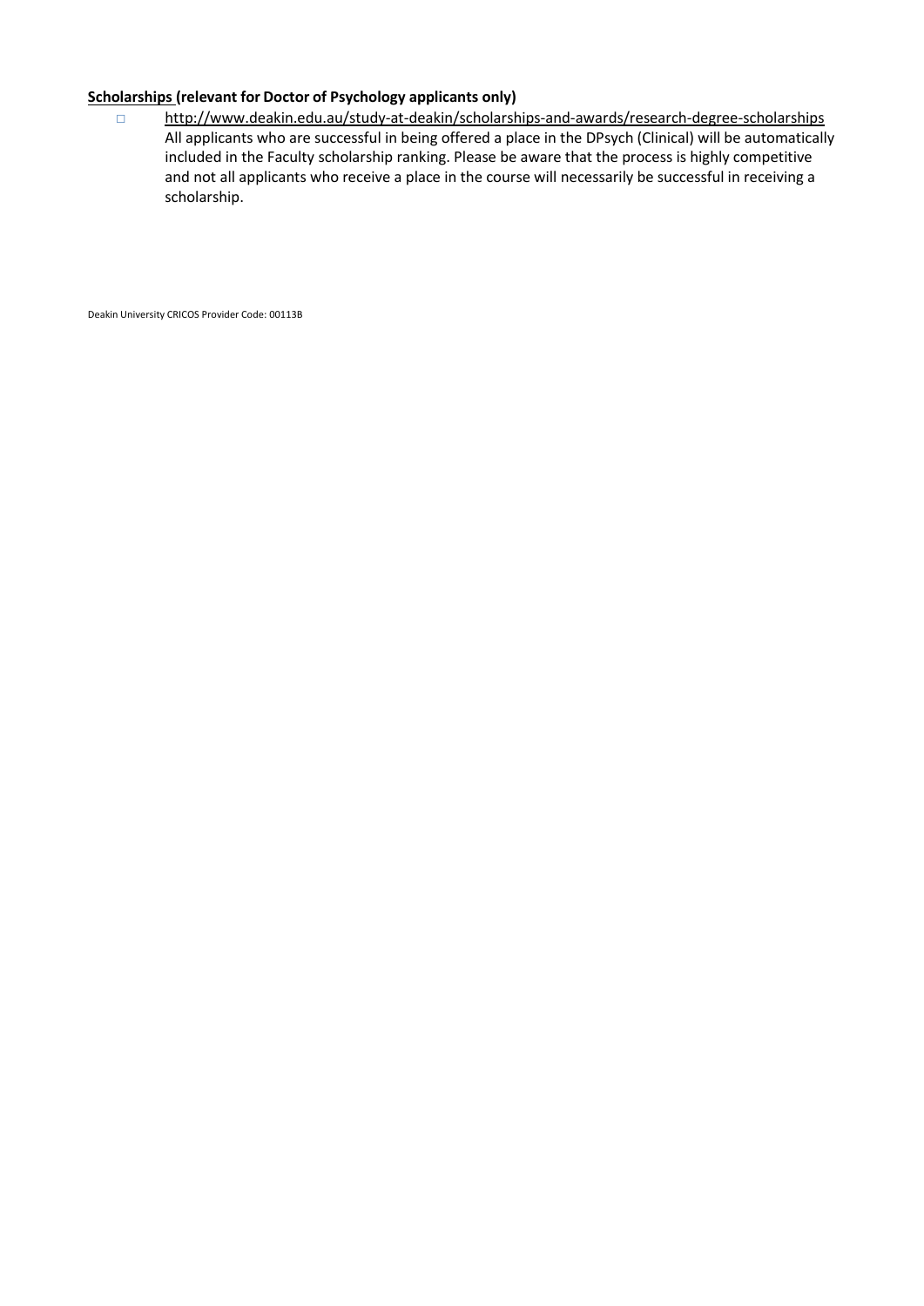**Scholarships (relevant for Doctor of Psychology applicants only)**

- http://www.deakin.edu.au/study-at-deakin/scholarships-and-awards/research-degree-scholarships
  All applicants who are successful in being offered a place in the DPsych (Clinical) will be automatically included in the Faculty scholarship ranking. Please be aware that the process is highly competitive and not all applicants who receive a place in the course will necessarily be successful in receiving a scholarship.

Deakin University CRICOS Provider Code: 00113B